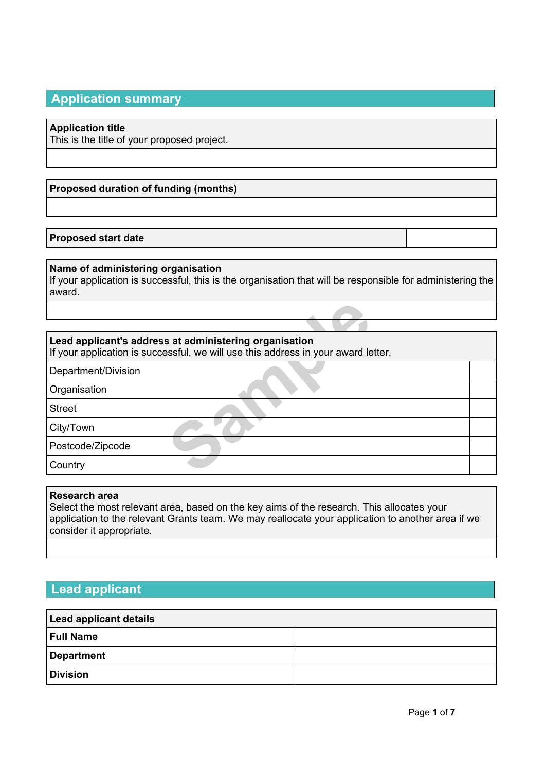## Application summary

| **Application title**<br>This is the title of your proposed project. |
|---|
| |

| **Proposed duration of funding (months)** |
|---|
| |

| **Proposed start date** | |
|---|---|

| **Name of administering organisation**<br>If your application is successful, this is the organisation that will be responsible for administering the award. |
|---|
| |

| **Lead applicant's address at administering organisation**<br>If your application is successful, we will use this address in your award letter. | |
|---|---|
| Department/Division | |
| Organisation | |
| Street | |
| City/Town | |
| Postcode/Zipcode | |
| Country | |

| **Research area**<br>Select the most relevant area, based on the key aims of the research. This allocates your application to the relevant Grants team. We may reallocate your application to another area if we consider it appropriate. |
|---|
| |

## Lead applicant

| **Lead applicant details** | |
|---|---|
| **Full Name** | |
| **Department** | |
| **Division** | |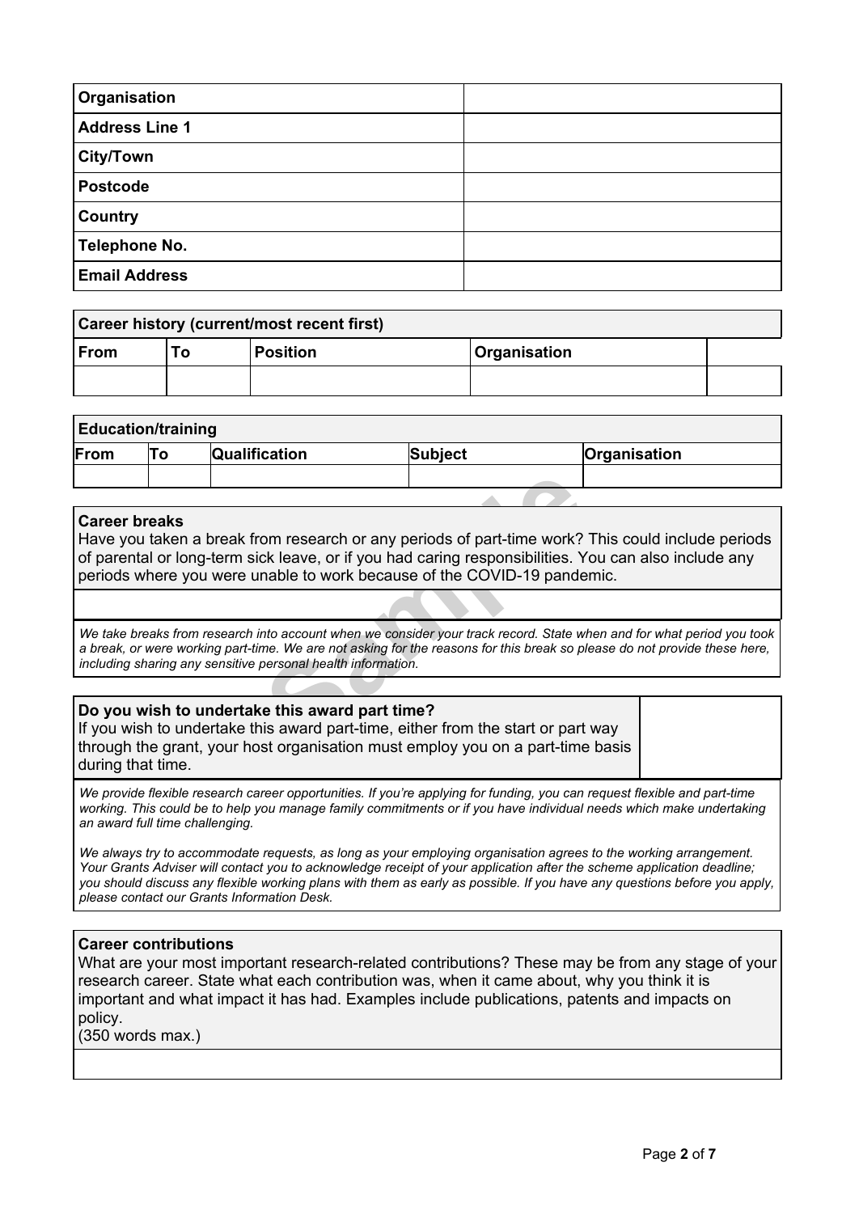| Organisation | |
| --- | --- |
| Address Line 1 | |
| City/Town | |
| Postcode | |
| Country | |
| Telephone No. | |
| Email Address | |

| Career history (current/most recent first) | | | | |
| --- | --- | --- | --- | --- |
| From | To | Position | Organisation | |
| | | | | |

| Education/training | | | | |
| --- | --- | --- | --- | --- |
| From | To | Qualification | Subject | Organisation |
| | | | | |

**Career breaks**

Have you taken a break from research or any periods of part-time work? This could include periods of parental or long-term sick leave, or if you had caring responsibilities. You can also include any periods where you were unable to work because of the COVID-19 pandemic.

*We take breaks from research into account when we consider your track record. State when and for what period you took a break, or were working part-time. We are not asking for the reasons for this break so please do not provide these here, including sharing any sensitive personal health information.*

**Do you wish to undertake this award part time?**

If you wish to undertake this award part-time, either from the start or part way through the grant, your host organisation must employ you on a part-time basis during that time.

*We provide flexible research career opportunities. If you're applying for funding, you can request flexible and part-time working. This could be to help you manage family commitments or if you have individual needs which make undertaking an award full time challenging.*

*We always try to accommodate requests, as long as your employing organisation agrees to the working arrangement. Your Grants Adviser will contact you to acknowledge receipt of your application after the scheme application deadline; you should discuss any flexible working plans with them as early as possible. If you have any questions before you apply, please contact our Grants Information Desk.*

**Career contributions**

What are your most important research-related contributions? These may be from any stage of your research career. State what each contribution was, when it came about, why you think it is important and what impact it has had. Examples include publications, patents and impacts on policy.
(350 words max.)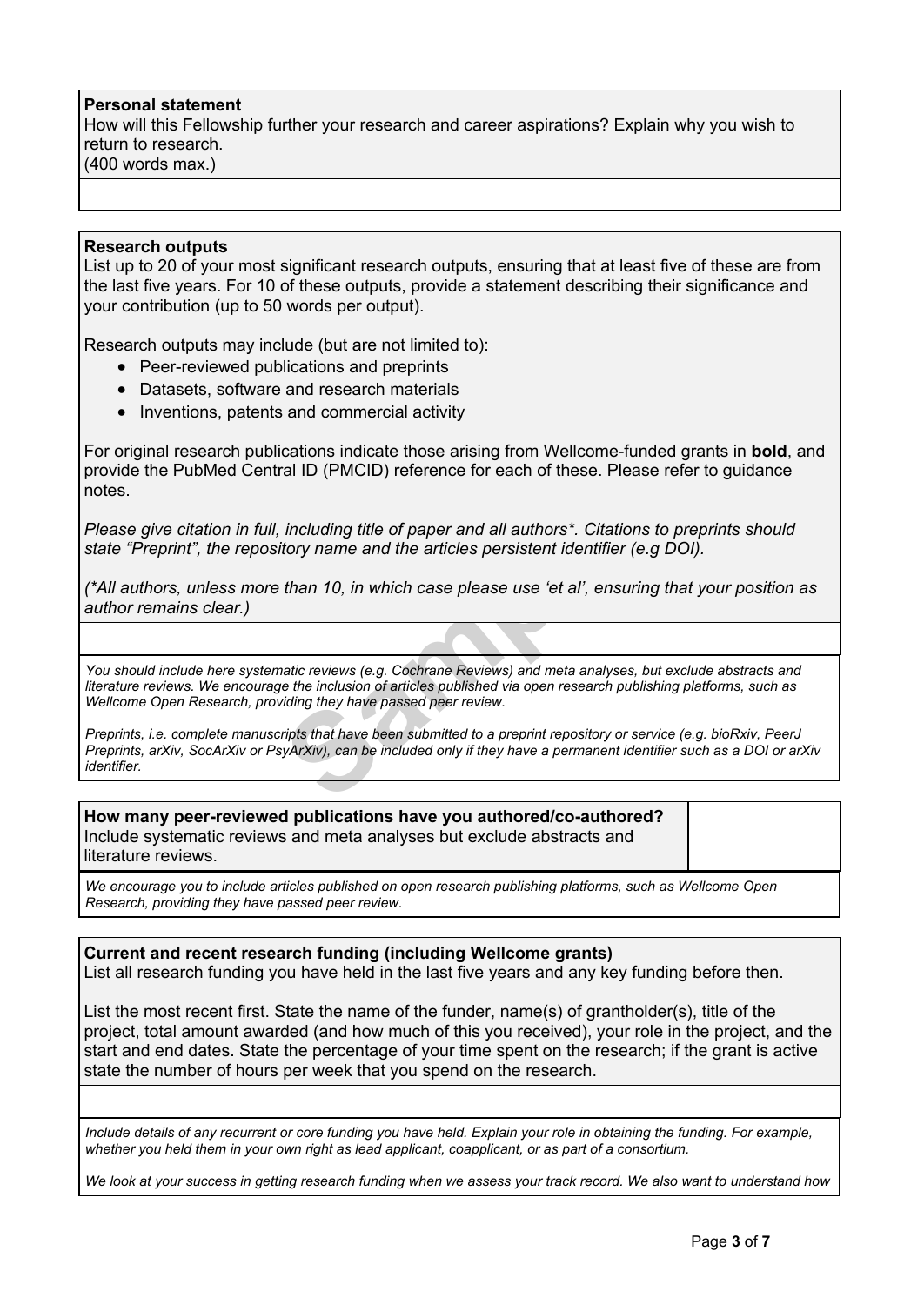**Personal statement**

How will this Fellowship further your research and career aspirations? Explain why you wish to return to research.
(400 words max.)

**Research outputs**

List up to 20 of your most significant research outputs, ensuring that at least five of these are from the last five years. For 10 of these outputs, provide a statement describing their significance and your contribution (up to 50 words per output).

Research outputs may include (but are not limited to):

- Peer-reviewed publications and preprints
- Datasets, software and research materials
- Inventions, patents and commercial activity

For original research publications indicate those arising from Wellcome-funded grants in **bold**, and provide the PubMed Central ID (PMCID) reference for each of these. Please refer to guidance notes.

*Please give citation in full, including title of paper and all authors\*. Citations to preprints should state "Preprint", the repository name and the articles persistent identifier (e.g DOI).*

*(\*All authors, unless more than 10, in which case please use 'et al', ensuring that your position as author remains clear.)*

*You should include here systematic reviews (e.g. Cochrane Reviews) and meta analyses, but exclude abstracts and literature reviews. We encourage the inclusion of articles published via open research publishing platforms, such as Wellcome Open Research, providing they have passed peer review.*

*Preprints, i.e. complete manuscripts that have been submitted to a preprint repository or service (e.g. bioRxiv, PeerJ Preprints, arXiv, SocArXiv or PsyArXiv), can be included only if they have a permanent identifier such as a DOI or arXiv identifier.*

**How many peer-reviewed publications have you authored/co-authored?**
Include systematic reviews and meta analyses but exclude abstracts and literature reviews.

*We encourage you to include articles published on open research publishing platforms, such as Wellcome Open Research, providing they have passed peer review.*

**Current and recent research funding (including Wellcome grants)**

List all research funding you have held in the last five years and any key funding before then.

List the most recent first. State the name of the funder, name(s) of grantholder(s), title of the project, total amount awarded (and how much of this you received), your role in the project, and the start and end dates. State the percentage of your time spent on the research; if the grant is active state the number of hours per week that you spend on the research.

*Include details of any recurrent or core funding you have held. Explain your role in obtaining the funding. For example, whether you held them in your own right as lead applicant, coapplicant, or as part of a consortium.*

*We look at your success in getting research funding when we assess your track record. We also want to understand how*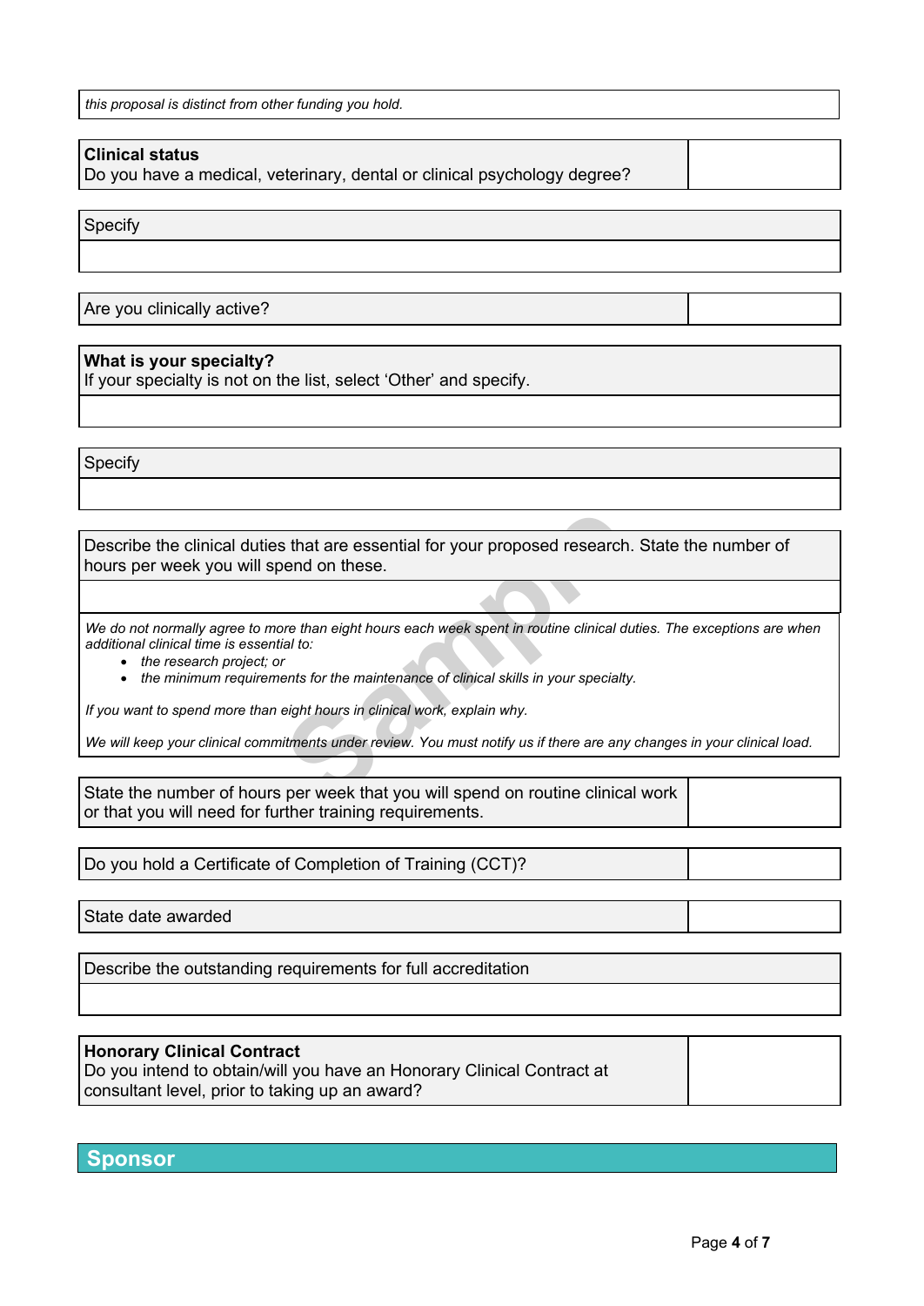*this proposal is distinct from other funding you hold.*

| **Clinical status**<br>Do you have a medical, veterinary, dental or clinical psychology degree? | |
|---|---|

| Specify |
|---|
| |

| Are you clinically active? | |
|---|---|

| **What is your specialty?**<br>If your specialty is not on the list, select 'Other' and specify. |
|---|
| |

| Specify |
|---|
| |

| Describe the clinical duties that are essential for your proposed research. State the number of hours per week you will spend on these. |
|---|
| |

*We do not normally agree to more than eight hours each week spent in routine clinical duties. The exceptions are when additional clinical time is essential to:*

- *the research project; or*
- *the minimum requirements for the maintenance of clinical skills in your specialty.*

*If you want to spend more than eight hours in clinical work, explain why.*

*We will keep your clinical commitments under review. You must notify us if there are any changes in your clinical load.*

| State the number of hours per week that you will spend on routine clinical work or that you will need for further training requirements. | |
|---|---|

| Do you hold a Certificate of Completion of Training (CCT)? | |
|---|---|

| State date awarded | |
|---|---|

| Describe the outstanding requirements for full accreditation |
|---|
| |

| **Honorary Clinical Contract**<br>Do you intend to obtain/will you have an Honorary Clinical Contract at consultant level, prior to taking up an award? | |
|---|---|

## Sponsor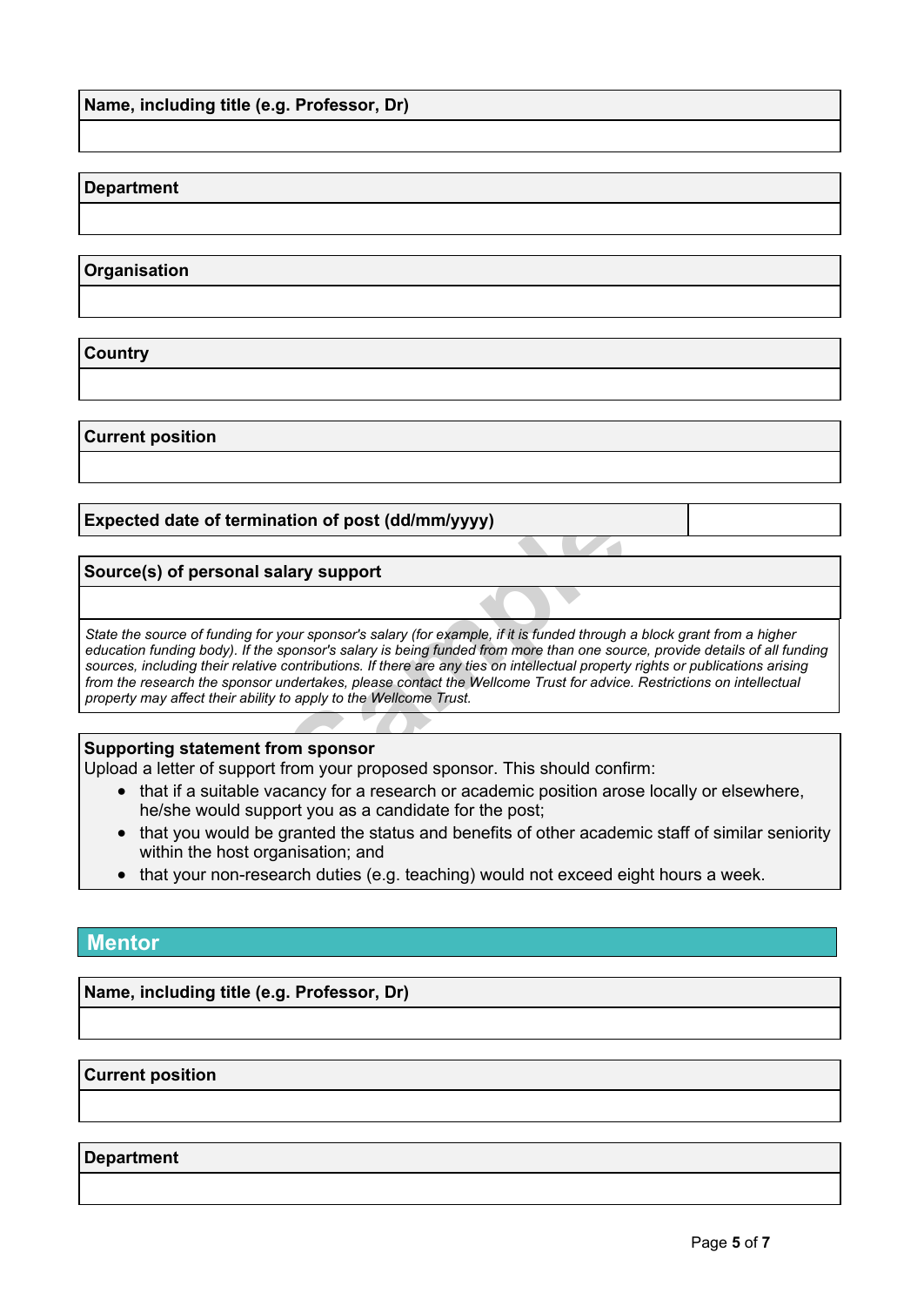**Name, including title (e.g. Professor, Dr)**

**Department**

**Organisation**

**Country**

**Current position**

| **Expected date of termination of post (dd/mm/yyyy)** | |
|---|---|

**Source(s) of personal salary support**

*State the source of funding for your sponsor's salary (for example, if it is funded through a block grant from a higher education funding body). If the sponsor's salary is being funded from more than one source, provide details of all funding sources, including their relative contributions. If there are any ties on intellectual property rights or publications arising from the research the sponsor undertakes, please contact the Wellcome Trust for advice. Restrictions on intellectual property may affect their ability to apply to the Wellcome Trust.*

**Supporting statement from sponsor**

Upload a letter of support from your proposed sponsor. This should confirm:

- that if a suitable vacancy for a research or academic position arose locally or elsewhere, he/she would support you as a candidate for the post;
- that you would be granted the status and benefits of other academic staff of similar seniority within the host organisation; and
- that your non-research duties (e.g. teaching) would not exceed eight hours a week.

## Mentor

**Name, including title (e.g. Professor, Dr)**

**Current position**

**Department**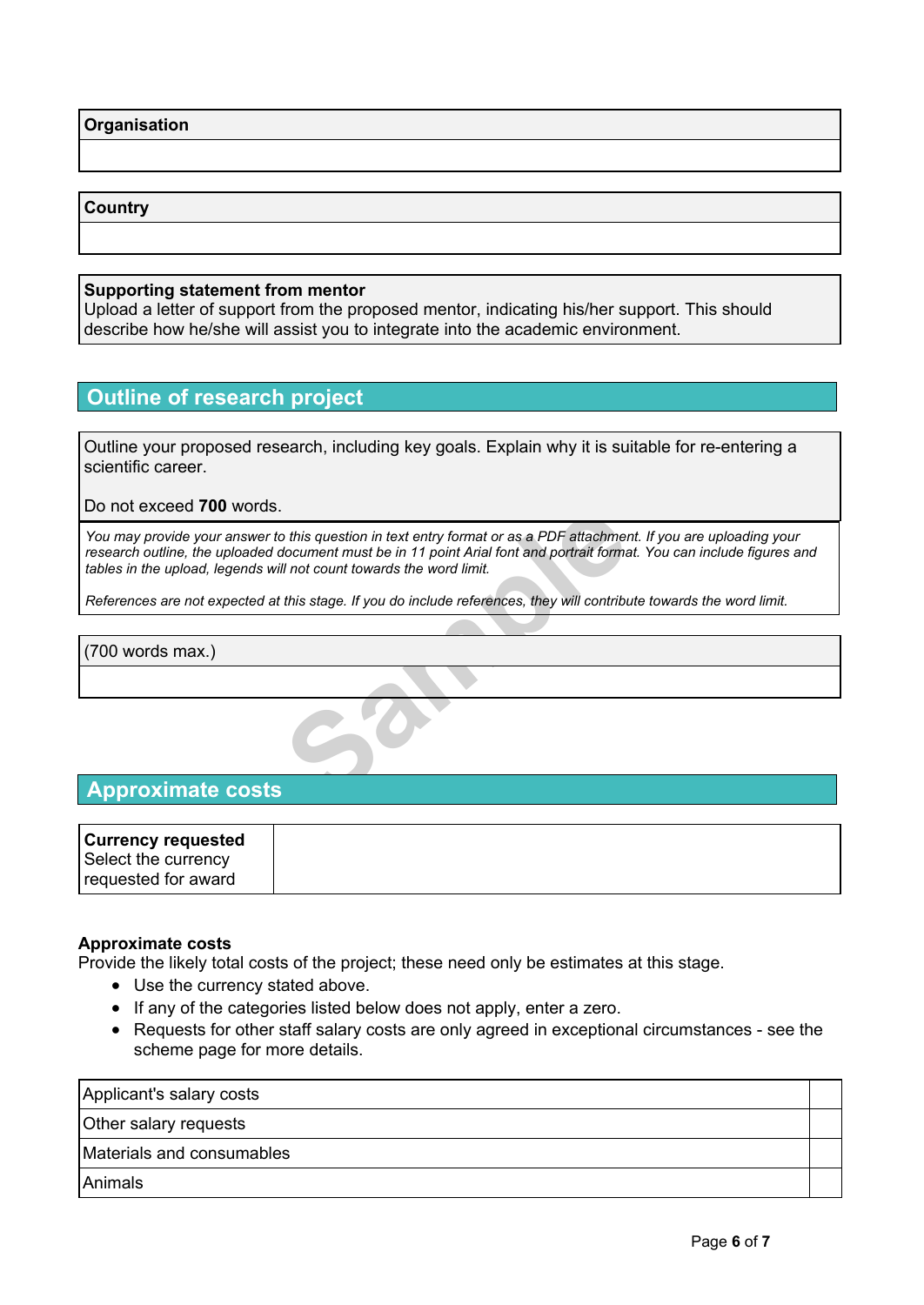| Organisation |
| --- |
| |

| Country |
| --- |
| |

**Supporting statement from mentor**
Upload a letter of support from the proposed mentor, indicating his/her support. This should describe how he/she will assist you to integrate into the academic environment.

## Outline of research project

Outline your proposed research, including key goals. Explain why it is suitable for re-entering a scientific career.

Do not exceed **700** words.

*You may provide your answer to this question in text entry format or as a PDF attachment. If you are uploading your research outline, the uploaded document must be in 11 point Arial font and portrait format. You can include figures and tables in the upload, legends will not count towards the word limit.*

*References are not expected at this stage. If you do include references, they will contribute towards the word limit.*

| (700 words max.) |
| --- |
| |

## Approximate costs

| **Currency requested** Select the currency requested for award | |
| --- | --- |

**Approximate costs**
Provide the likely total costs of the project; these need only be estimates at this stage.

- Use the currency stated above.
- If any of the categories listed below does not apply, enter a zero.
- Requests for other staff salary costs are only agreed in exceptional circumstances - see the scheme page for more details.

| | |
| --- | --- |
| Applicant's salary costs | |
| Other salary requests | |
| Materials and consumables | |
| Animals | |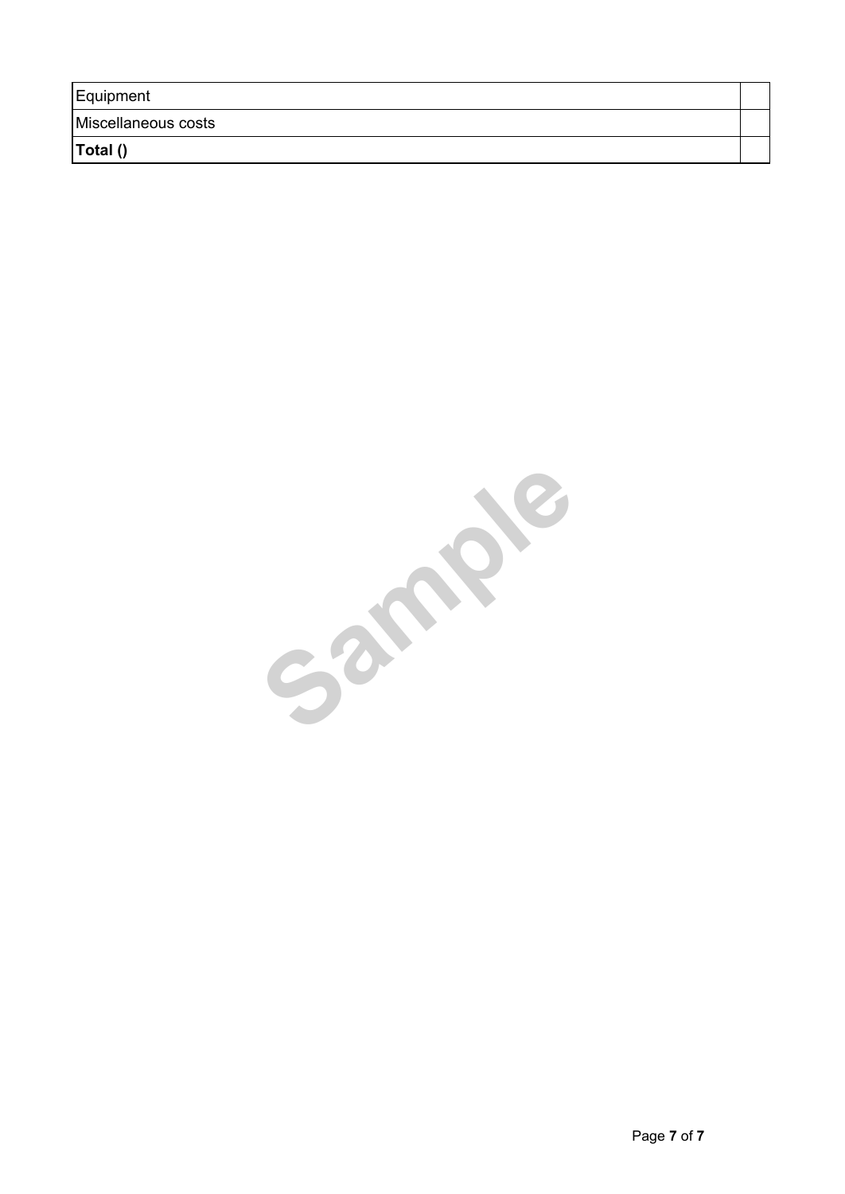| | |
|---|---|
| Equipment | |
| Miscellaneous costs | |
| **Total ()** | |

Sample